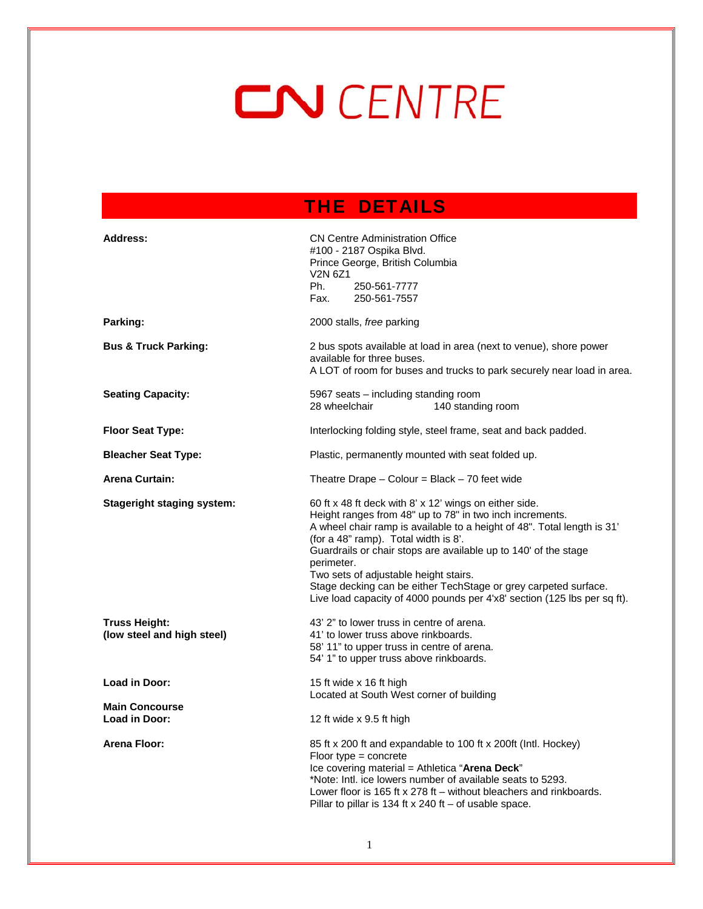# CN CENTRE

## THE DETAILS

| | |
|---|---|
| **Address:** | CN Centre Administration Office<br>#100 - 2187 Ospika Blvd.<br>Prince George, British Columbia<br>V2N 6Z1<br>Ph. 250-561-7777<br>Fax. 250-561-7557 |
| **Parking:** | 2000 stalls, *free* parking |
| **Bus & Truck Parking:** | 2 bus spots available at load in area (next to venue), shore power available for three buses.<br>A LOT of room for buses and trucks to park securely near load in area. |
| **Seating Capacity:** | 5967 seats – including standing room<br>28 wheelchair 140 standing room |
| **Floor Seat Type:** | Interlocking folding style, steel frame, seat and back padded. |
| **Bleacher Seat Type:** | Plastic, permanently mounted with seat folded up. |
| **Arena Curtain:** | Theatre Drape – Colour = Black – 70 feet wide |
| **Stageright staging system:** | 60 ft x 48 ft deck with 8' x 12' wings on either side.<br>Height ranges from 48" up to 78" in two inch increments.<br>A wheel chair ramp is available to a height of 48". Total length is 31' (for a 48" ramp). Total width is 8'.<br>Guardrails or chair stops are available up to 140' of the stage perimeter.<br>Two sets of adjustable height stairs.<br>Stage decking can be either TechStage or grey carpeted surface.<br>Live load capacity of 4000 pounds per 4'x8' section (125 lbs per sq ft). |
| **Truss Height:**<br>**(low steel and high steel)** | 43' 2" to lower truss in centre of arena.<br>41' to lower truss above rinkboards.<br>58' 11" to upper truss in centre of arena.<br>54' 1" to upper truss above rinkboards. |
| **Load in Door:** | 15 ft wide x 16 ft high<br>Located at South West corner of building |
| **Main Concourse Load in Door:** | 12 ft wide x 9.5 ft high |
| **Arena Floor:** | 85 ft x 200 ft and expandable to 100 ft x 200ft (Intl. Hockey)<br>Floor type = concrete<br>Ice covering material = Athletica "**Arena Deck**"<br>*Note: Intl. ice lowers number of available seats to 5293.<br>Lower floor is 165 ft x 278 ft – without bleachers and rinkboards.<br>Pillar to pillar is 134 ft x 240 ft – of usable space. |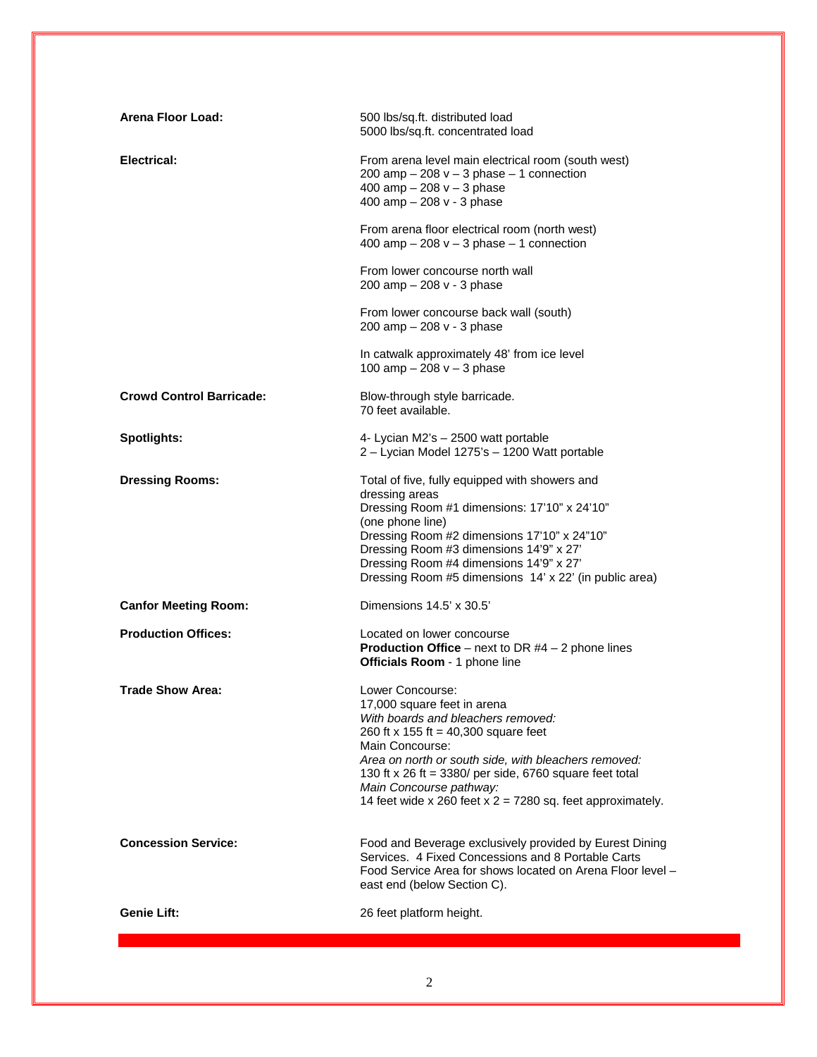| | |
|---|---|
| **Arena Floor Load:** | 500 lbs/sq.ft. distributed load<br>5000 lbs/sq.ft. concentrated load |
| **Electrical:** | From arena level main electrical room (south west)<br>200 amp – 208 v – 3 phase – 1 connection<br>400 amp – 208 v – 3 phase<br>400 amp – 208 v - 3 phase<br><br>From arena floor electrical room (north west)<br>400 amp – 208 v – 3 phase – 1 connection<br><br>From lower concourse north wall<br>200 amp – 208 v - 3 phase<br><br>From lower concourse back wall (south)<br>200 amp – 208 v - 3 phase<br><br>In catwalk approximately 48' from ice level<br>100 amp – 208 v – 3 phase |
| **Crowd Control Barricade:** | Blow-through style barricade.<br>70 feet available. |
| **Spotlights:** | 4- Lycian M2's – 2500 watt portable<br>2 – Lycian Model 1275's – 1200 Watt portable |
| **Dressing Rooms:** | Total of five, fully equipped with showers and dressing areas<br>Dressing Room #1 dimensions: 17'10" x 24'10" (one phone line)<br>Dressing Room #2 dimensions 17'10" x 24"10"<br>Dressing Room #3 dimensions 14'9" x 27'<br>Dressing Room #4 dimensions 14'9" x 27'<br>Dressing Room #5 dimensions 14' x 22' (in public area) |
| **Canfor Meeting Room:** | Dimensions 14.5' x 30.5' |
| **Production Offices:** | Located on lower concourse<br>**Production Office** – next to DR #4 – 2 phone lines<br>**Officials Room** - 1 phone line |
| **Trade Show Area:** | Lower Concourse:<br>17,000 square feet in arena<br>*With boards and bleachers removed:*<br>260 ft x 155 ft = 40,300 square feet<br>Main Concourse:<br>*Area on north or south side, with bleachers removed:*<br>130 ft x 26 ft = 3380/ per side, 6760 square feet total<br>*Main Concourse pathway:*<br>14 feet wide x 260 feet x 2 = 7280 sq. feet approximately. |
| **Concession Service:** | Food and Beverage exclusively provided by Eurest Dining Services. 4 Fixed Concessions and 8 Portable Carts<br>Food Service Area for shows located on Arena Floor level – east end (below Section C). |
| **Genie Lift:** | 26 feet platform height. |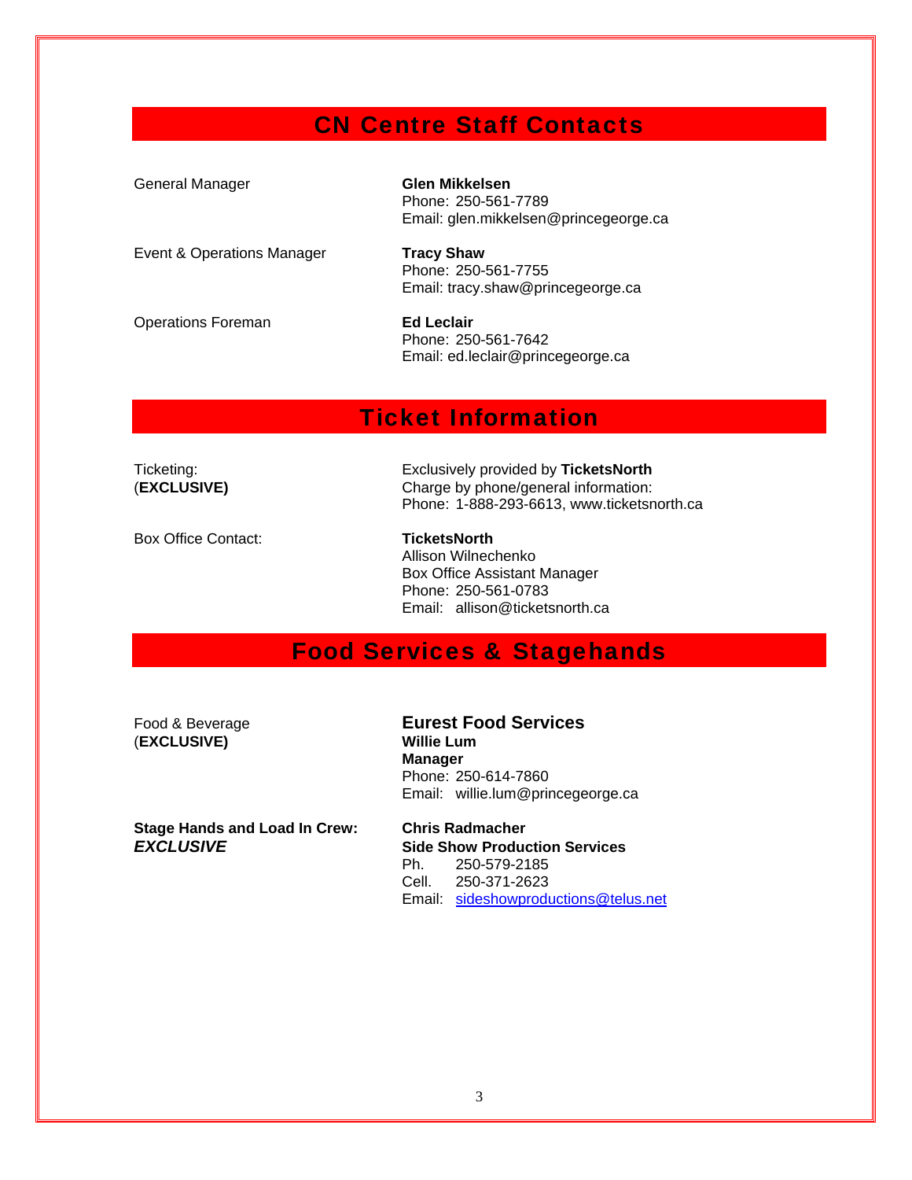## CN Centre Staff Contacts

General Manager

**Glen Mikkelsen**
Phone: 250-561-7789
Email: glen.mikkelsen@princegeorge.ca

Event & Operations Manager

**Tracy Shaw**
Phone: 250-561-7755
Email: tracy.shaw@princegeorge.ca

Operations Foreman

**Ed Leclair**
Phone: 250-561-7642
Email: ed.leclair@princegeorge.ca

## Ticket Information

Ticketing:
(**EXCLUSIVE)**

Exclusively provided by **TicketsNorth**
Charge by phone/general information:
Phone: 1-888-293-6613, www.ticketsnorth.ca

Box Office Contact:

**TicketsNorth**
Allison Wilnechenko
Box Office Assistant Manager
Phone: 250-561-0783
Email: allison@ticketsnorth.ca

## Food Services & Stagehands

Food & Beverage
(**EXCLUSIVE)**

**Eurest Food Services**
**Willie Lum**
**Manager**
Phone: 250-614-7860
Email: willie.lum@princegeorge.ca

**Stage Hands and Load In Crew:**
***EXCLUSIVE***

**Chris Radmacher**
**Side Show Production Services**
Ph. 250-579-2185
Cell. 250-371-2623
Email: sideshowproductions@telus.net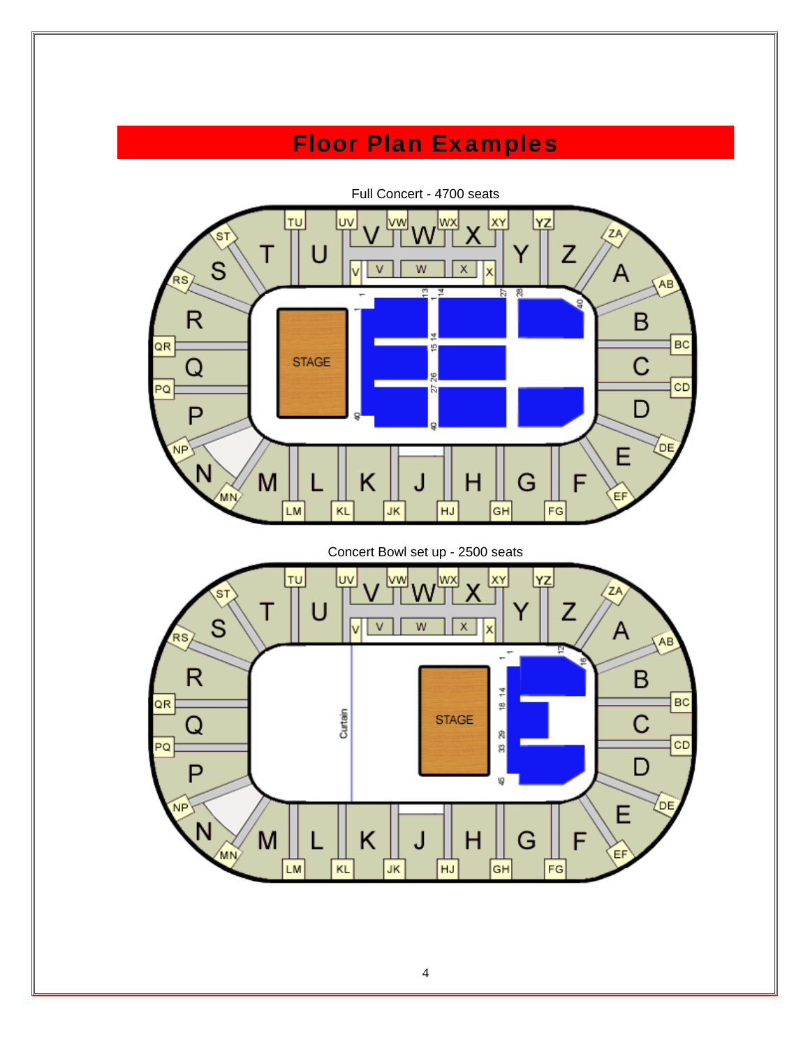# Floor Plan Examples

Full Concert - 4700 seats

Concert Bowl set up - 2500 seats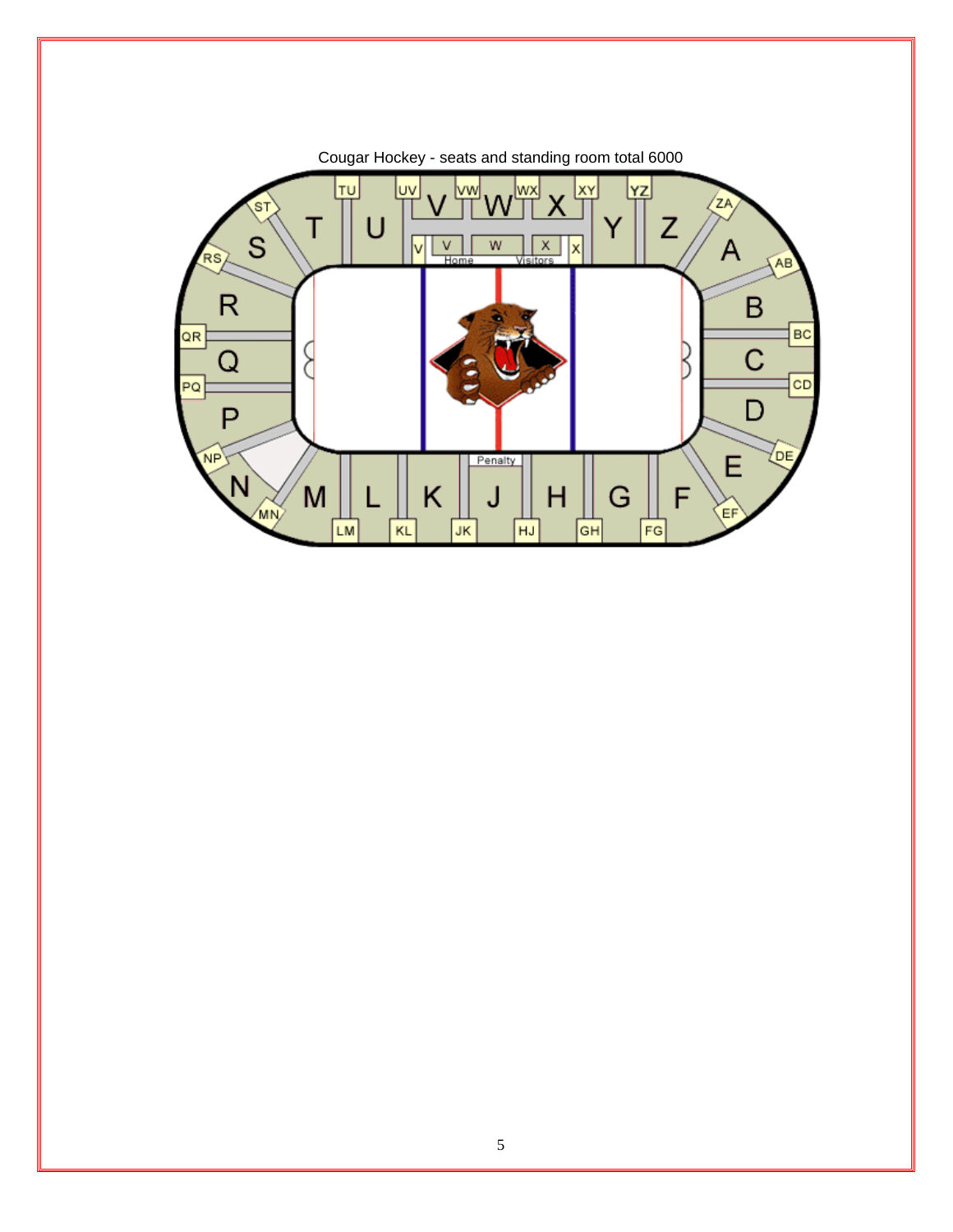Cougar Hockey - seats and standing room total 6000

TU UV VW WX XY YZ

ST T U V W X Y Z ZA

V V W X X

Home Visitors

RS S A AB

R B

QR Q C BC

PQ P D CD

NP E DE

N M L K J H G F

Penalty

MN LM KL JK HJ GH FG EF